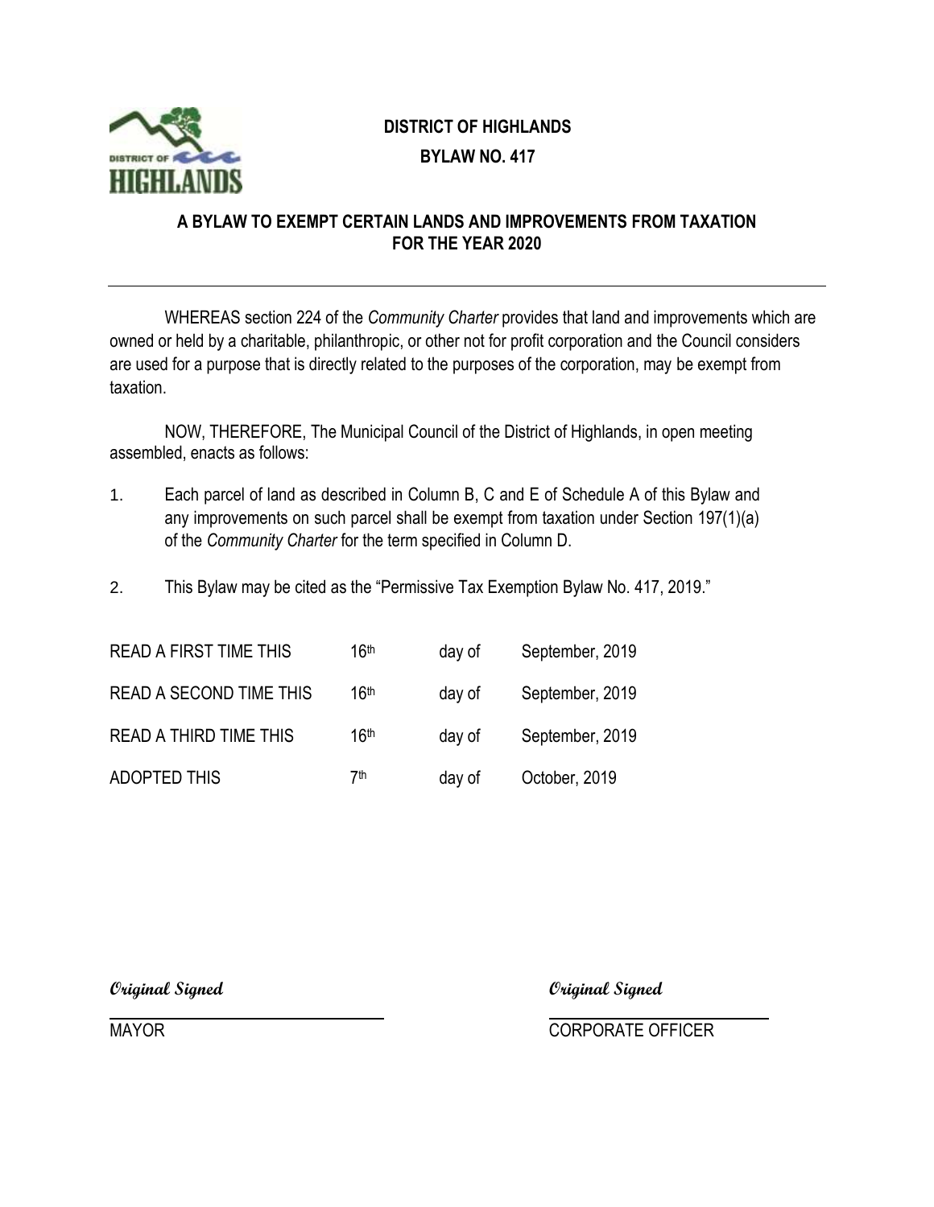# DISTRICT OF HIGHLANDS

## BYLAW NO. 417

### A BYLAW TO EXEMPT CERTAIN LANDS AND IMPROVEMENTS FROM TAXATION FOR THE YEAR 2020

---

WHEREAS section 224 of the *Community Charter* provides that land and improvements which are owned or held by a charitable, philanthropic, or other not for profit corporation and the Council considers are used for a purpose that is directly related to the purposes of the corporation, may be exempt from taxation.

NOW, THEREFORE, The Municipal Council of the District of Highlands, in open meeting assembled, enacts as follows:

1. Each parcel of land as described in Column B, C and E of Schedule A of this Bylaw and any improvements on such parcel shall be exempt from taxation under Section 197(1)(a) of the *Community Charter* for the term specified in Column D.

2. This Bylaw may be cited as the "Permissive Tax Exemption Bylaw No. 417, 2019."

| | | | |
|---|---|---|---|
| READ A FIRST TIME THIS | 16th | day of | September, 2019 |
| READ A SECOND TIME THIS | 16th | day of | September, 2019 |
| READ A THIRD TIME THIS | 16th | day of | September, 2019 |
| ADOPTED THIS | 7th | day of | October, 2019 |

*Original Signed*

MAYOR

*Original Signed*

CORPORATE OFFICER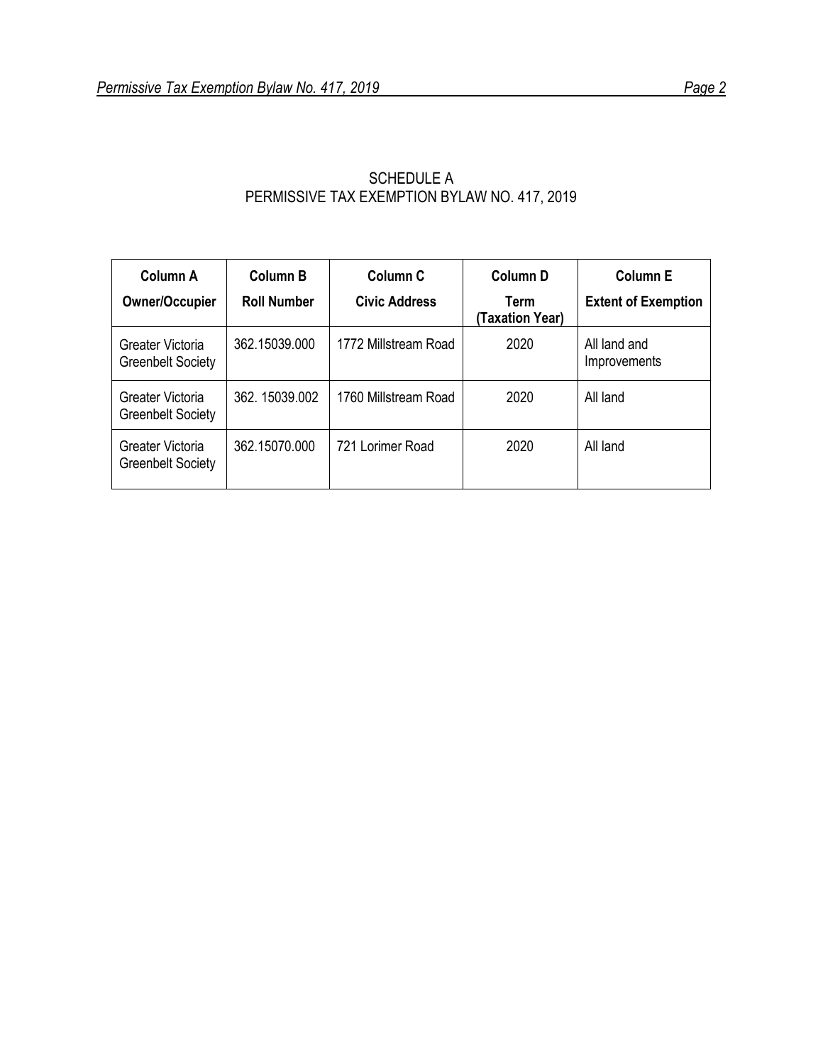# SCHEDULE A
## PERMISSIVE TAX EXEMPTION BYLAW NO. 417, 2019

| Column A<br>Owner/Occupier | Column B<br>Roll Number | Column C<br>Civic Address | Column D<br>Term (Taxation Year) | Column E<br>Extent of Exemption |
|---|---|---|---|---|
| Greater Victoria Greenbelt Society | 362.15039.000 | 1772 Millstream Road | 2020 | All land and Improvements |
| Greater Victoria Greenbelt Society | 362. 15039.002 | 1760 Millstream Road | 2020 | All land |
| Greater Victoria Greenbelt Society | 362.15070.000 | 721 Lorimer Road | 2020 | All land |